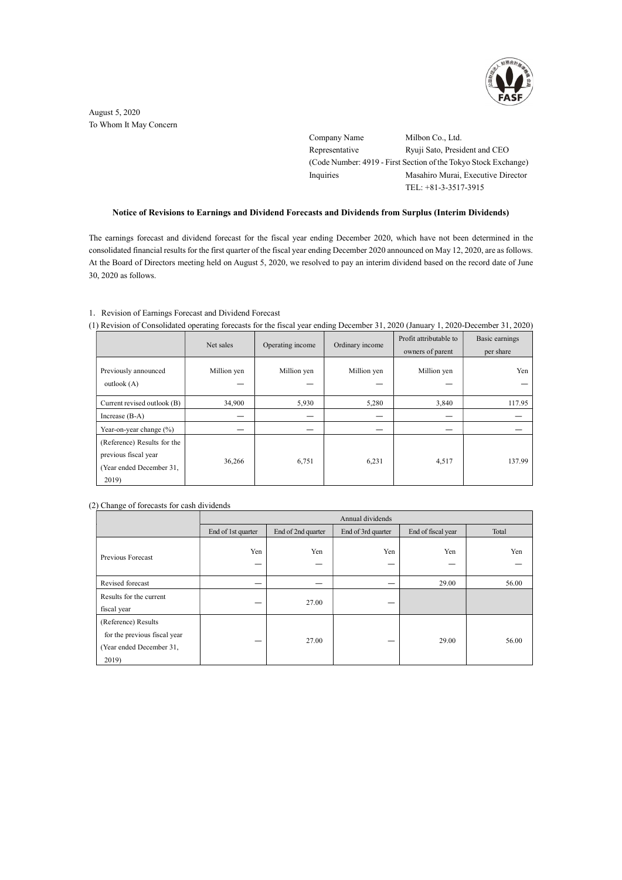August 5, 2020
To Whom It May Concern

Company Name Milbon Co., Ltd.
Representative Ryuji Sato, President and CEO
(Code Number: 4919 - First Section of the Tokyo Stock Exchange)
Inquiries Masahiro Murai, Executive Director
TEL: +81-3-3517-3915

**Notice of Revisions to Earnings and Dividend Forecasts and Dividends from Surplus (Interim Dividends)**

The earnings forecast and dividend forecast for the fiscal year ending December 2020, which have not been determined in the consolidated financial results for the first quarter of the fiscal year ending December 2020 announced on May 12, 2020, are as follows. At the Board of Directors meeting held on August 5, 2020, we resolved to pay an interim dividend based on the record date of June 30, 2020 as follows.

1. Revision of Earnings Forecast and Dividend Forecast

(1) Revision of Consolidated operating forecasts for the fiscal year ending December 31, 2020 (January 1, 2020-December 31, 2020)

| | Net sales | Operating income | Ordinary income | Profit attributable to owners of parent | Basic earnings per share |
|---|---|---|---|---|---|
| Previously announced outlook (A) | Million yen<br>— | Million yen<br>— | Million yen<br>— | Million yen<br>— | Yen<br>— |
| Current revised outlook (B) | 34,900 | 5,930 | 5,280 | 3,840 | 117.95 |
| Increase (B-A) | — | — | — | — | — |
| Year-on-year change (%) | — | — | — | — | — |
| (Reference) Results for the previous fiscal year (Year ended December 31, 2019) | 36,266 | 6,751 | 6,231 | 4,517 | 137.99 |

(2) Change of forecasts for cash dividends

| | Annual dividends | | | | |
|---|---|---|---|---|---|
| | End of 1st quarter | End of 2nd quarter | End of 3rd quarter | End of fiscal year | Total |
| Previous Forecast | Yen<br>— | Yen<br>— | Yen<br>— | Yen<br>— | Yen<br>— |
| Revised forecast | — | — | — | 29.00 | 56.00 |
| Results for the current fiscal year | — | 27.00 | — | | |
| (Reference) Results for the previous fiscal year (Year ended December 31, 2019) | — | 27.00 | — | 29.00 | 56.00 |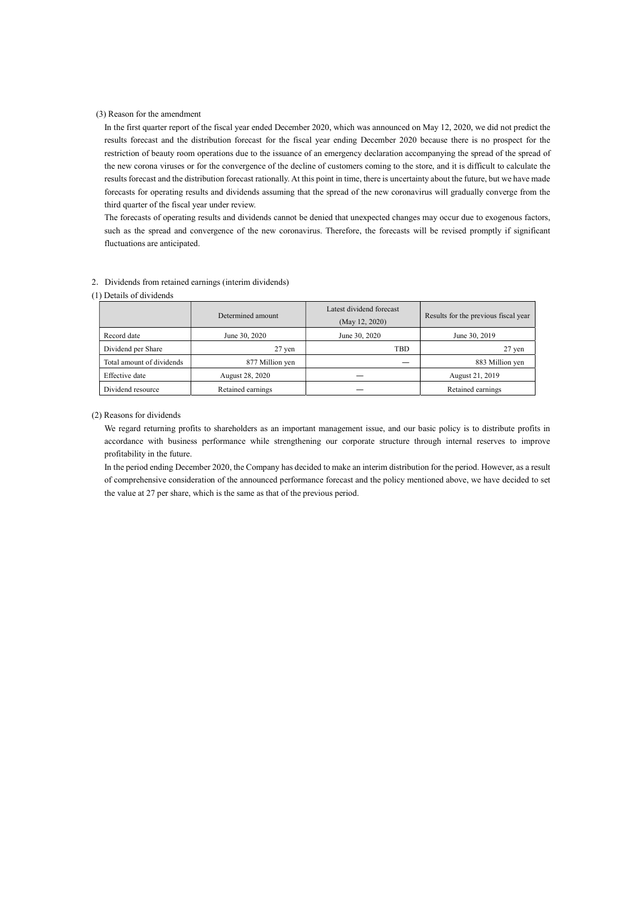(3) Reason for the amendment

In the first quarter report of the fiscal year ended December 2020, which was announced on May 12, 2020, we did not predict the results forecast and the distribution forecast for the fiscal year ending December 2020 because there is no prospect for the restriction of beauty room operations due to the issuance of an emergency declaration accompanying the spread of the spread of the new corona viruses or for the convergence of the decline of customers coming to the store, and it is difficult to calculate the results forecast and the distribution forecast rationally. At this point in time, there is uncertainty about the future, but we have made forecasts for operating results and dividends assuming that the spread of the new coronavirus will gradually converge from the third quarter of the fiscal year under review.

The forecasts of operating results and dividends cannot be denied that unexpected changes may occur due to exogenous factors, such as the spread and convergence of the new coronavirus. Therefore, the forecasts will be revised promptly if significant fluctuations are anticipated.

2. Dividends from retained earnings (interim dividends)

(1) Details of dividends

| | Determined amount | Latest dividend forecast (May 12, 2020) | Results for the previous fiscal year |
|---|---|---|---|
| Record date | June 30, 2020 | June 30, 2020 | June 30, 2019 |
| Dividend per Share | 27 yen | TBD | 27 yen |
| Total amount of dividends | 877 Million yen | — | 883 Million yen |
| Effective date | August 28, 2020 | — | August 21, 2019 |
| Dividend resource | Retained earnings | — | Retained earnings |

(2) Reasons for dividends

We regard returning profits to shareholders as an important management issue, and our basic policy is to distribute profits in accordance with business performance while strengthening our corporate structure through internal reserves to improve profitability in the future.

In the period ending December 2020, the Company has decided to make an interim distribution for the period. However, as a result of comprehensive consideration of the announced performance forecast and the policy mentioned above, we have decided to set the value at 27 per share, which is the same as that of the previous period.